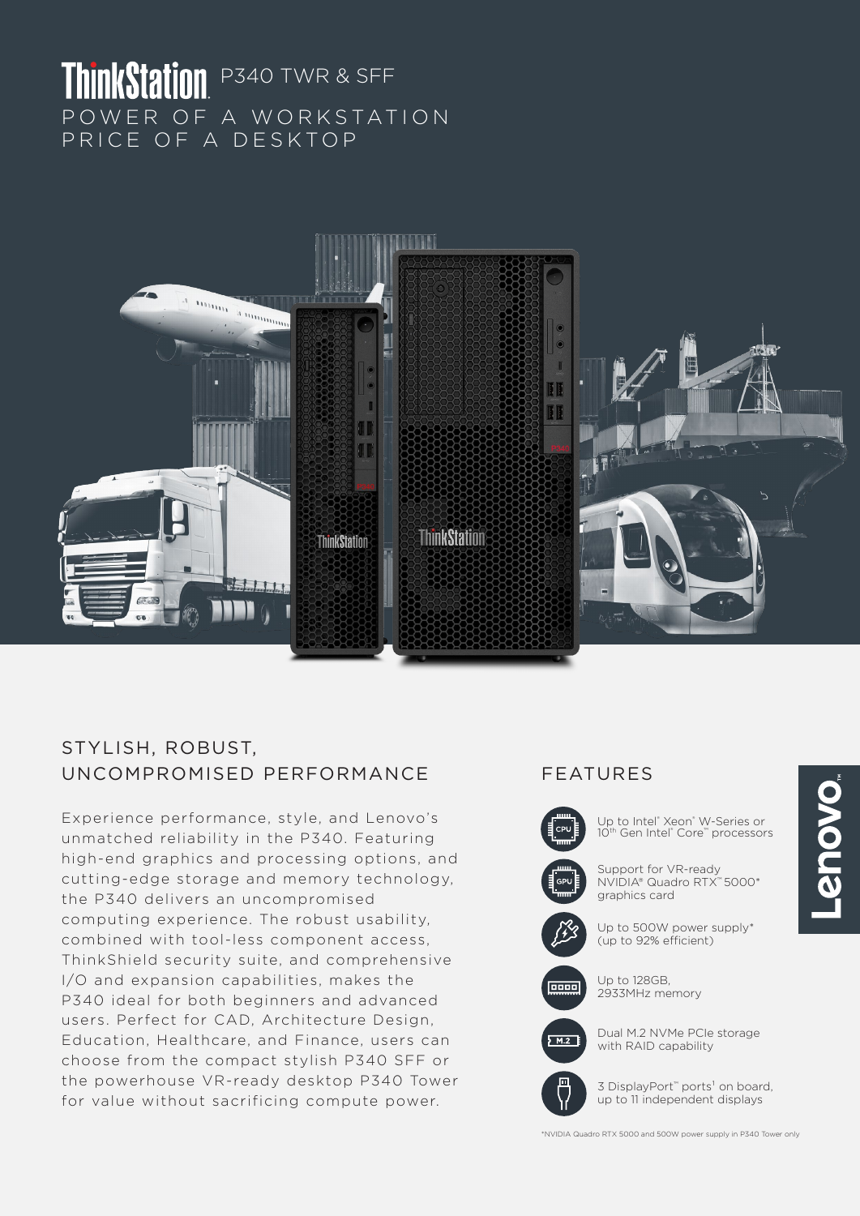# ThinkStation P340 TWR & SFF

POWER OF A WORKSTATION
PRICE OF A DESKTOP

## STYLISH, ROBUST, UNCOMPROMISED PERFORMANCE

Experience performance, style, and Lenovo's unmatched reliability in the P340. Featuring high-end graphics and processing options, and cutting-edge storage and memory technology, the P340 delivers an uncompromised computing experience. The robust usability, combined with tool-less component access, ThinkShield security suite, and comprehensive I/O and expansion capabilities, makes the P340 ideal for both beginners and advanced users. Perfect for CAD, Architecture Design, Education, Healthcare, and Finance, users can choose from the compact stylish P340 SFF or the powerhouse VR-ready desktop P340 Tower for value without sacrificing compute power.

## FEATURES

- Up to Intel® Xeon® W-Series or 10th Gen Intel® Core™ processors
- Support for VR-ready NVIDIA® Quadro RTX™ 5000* graphics card
- Up to 500W power supply* (up to 92% efficient)
- Up to 128GB, 2933MHz memory
- Dual M.2 NVMe PCIe storage with RAID capability
- 3 DisplayPort™ ports[1] on board, up to 11 independent displays

*NVIDIA Quadro RTX 5000 and 500W power supply in P340 Tower only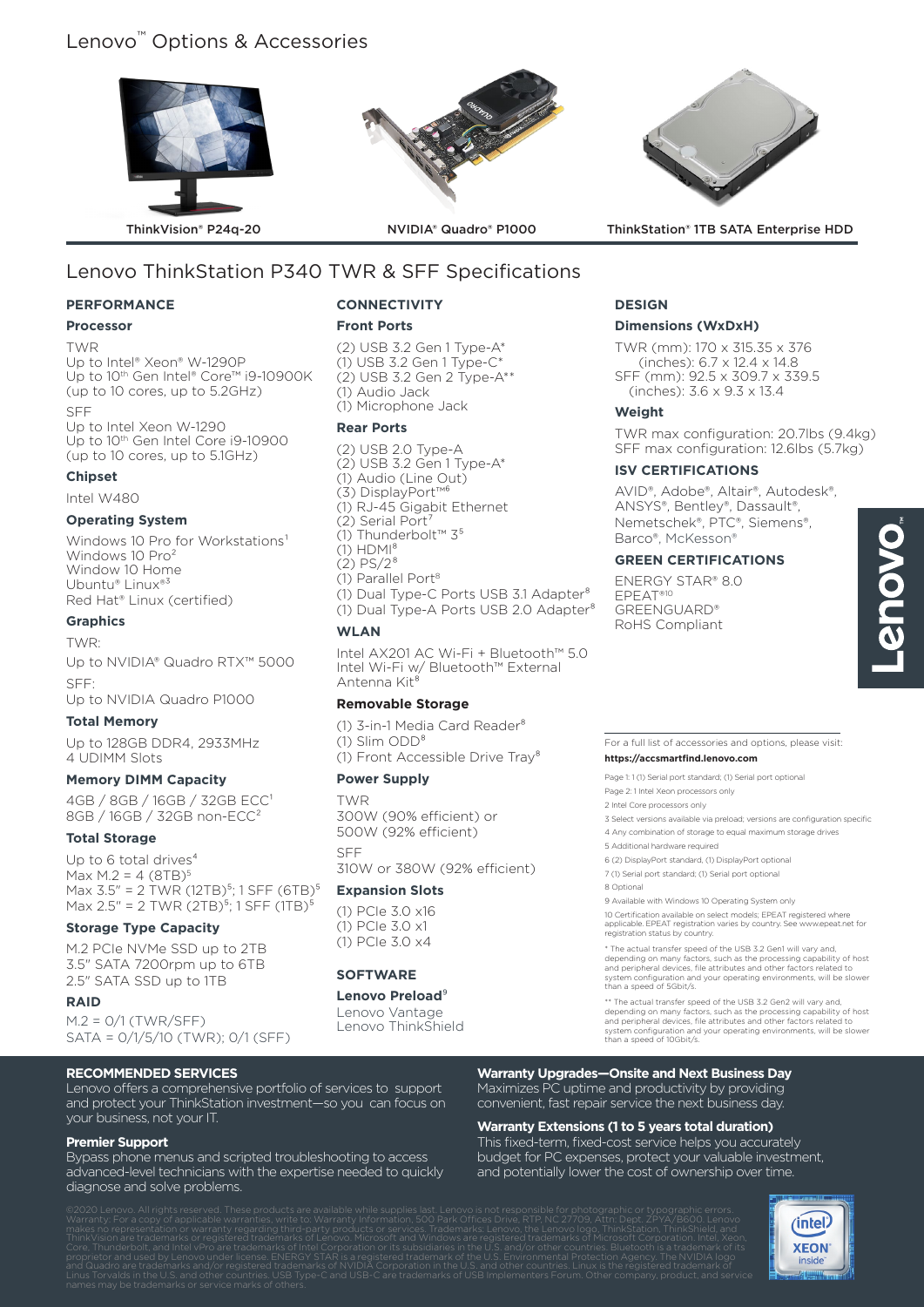# Lenovo™ Options & Accessories

ThinkVision® P24q-20

NVIDIA® Quadro® P1000

ThinkStation® 1TB SATA Enterprise HDD

## Lenovo ThinkStation P340 TWR & SFF Specifications

### PERFORMANCE

**Processor**

TWR
Up to Intel® Xeon® W-1290P
Up to 10th Gen Intel® Core™ i9-10900K
(up to 10 cores, up to 5.2GHz)

SFF
Up to Intel Xeon W-1290
Up to 10th Gen Intel Core i9-10900
(up to 10 cores, up to 5.1GHz)

**Chipset**

Intel W480

**Operating System**

Windows 10 Pro for Workstations[1]
Windows 10 Pro[2]
Window 10 Home
Ubuntu® Linux®[3]
Red Hat® Linux (certified)

**Graphics**

TWR:
Up to NVIDIA® Quadro RTX™ 5000

SFF:
Up to NVIDIA Quadro P1000

**Total Memory**

Up to 128GB DDR4, 2933MHz
4 UDIMM Slots

**Memory DIMM Capacity**

4GB / 8GB / 16GB / 32GB ECC[1]
8GB / 16GB / 32GB non-ECC[2]

**Total Storage**

Up to 6 total drives[4]
Max M.2 = 4 (8TB)[5]
Max 3.5" = 2 TWR (12TB)[5]; 1 SFF (6TB)[5]
Max 2.5" = 2 TWR (2TB)[5]; 1 SFF (1TB)[5]

**Storage Type Capacity**

M.2 PCIe NVMe SSD up to 2TB
3.5" SATA 7200rpm up to 6TB
2.5" SATA SSD up to 1TB

**RAID**

M.2 = 0/1 (TWR/SFF)
SATA = 0/1/5/10 (TWR); 0/1 (SFF)

### CONNECTIVITY

**Front Ports**

(2) USB 3.2 Gen 1 Type-A*
(1) USB 3.2 Gen 1 Type-C*
(2) USB 3.2 Gen 2 Type-A**
(1) Audio Jack
(1) Microphone Jack

**Rear Ports**

(2) USB 2.0 Type-A
(2) USB 3.2 Gen 1 Type-A*
(1) Audio (Line Out)
(3) DisplayPort™[6]
(1) RJ-45 Gigabit Ethernet
(2) Serial Port[7]
(1) Thunderbolt™ 3[5]
(1) HDMI[8]
(2) PS/2[8]
(1) Parallel Port[8]
(1) Dual Type-C Ports USB 3.1 Adapter[8]
(1) Dual Type-A Ports USB 2.0 Adapter[8]

**WLAN**

Intel AX201 AC Wi-Fi + Bluetooth™ 5.0
Intel Wi-Fi w/ Bluetooth™ External Antenna Kit[8]

**Removable Storage**

(1) 3-in-1 Media Card Reader[8]
(1) Slim ODD[8]
(1) Front Accessible Drive Tray[8]

**Power Supply**

TWR
300W (90% efficient) or
500W (92% efficient)

SFF
310W or 380W (92% efficient)

**Expansion Slots**

(1) PCIe 3.0 x16
(1) PCIe 3.0 x1
(1) PCIe 3.0 x4

### SOFTWARE

**Lenovo Preload**[9]

Lenovo Vantage
Lenovo ThinkShield

### DESIGN

**Dimensions (WxDxH)**

TWR (mm): 170 x 315.35 x 376
(inches): 6.7 x 12.4 x 14.8
SFF (mm): 92.5 x 309.7 x 339.5
(inches): 3.6 x 9.3 x 13.4

**Weight**

TWR max configuration: 20.7lbs (9.4kg)
SFF max configuration: 12.6lbs (5.7kg)

### ISV CERTIFICATIONS

AVID®, Adobe®, Altair®, Autodesk®, ANSYS®, Bentley®, Dassault®, Nemetschek®, PTC®, Siemens®, Barco®, McKesson®

### GREEN CERTIFICATIONS

ENERGY STAR® 8.0
EPEAT®[10]
GREENGUARD®
RoHS Compliant

For a full list of accessories and options, please visit:
**https://accsmartfind.lenovo.com**

Page 1: 1 (1) Serial port standard; (1) Serial port optional

Page 2: 1 Intel Xeon processors only

2 Intel Core processors only

3 Select versions available via preload; versions are configuration specific

4 Any combination of storage to equal maximum storage drives

5 Additional hardware required

6 (2) DisplayPort standard, (1) DisplayPort optional

7 (1) Serial port standard; (1) Serial port optional

8 Optional

9 Available with Windows 10 Operating System only

10 Certification available on select models; EPEAT registered where applicable. EPEAT registration varies by country. See www.epeat.net for registration status by country.

\* The actual transfer speed of the USB 3.2 Gen1 will vary and, depending on many factors, such as the processing capability of host and peripheral devices, file attributes and other factors related to system configuration and your operating environments, will be slower than a speed of 5Gbit/s.

\*\* The actual transfer speed of the USB 3.2 Gen2 will vary and, depending on many factors, such as the processing capability of host and peripheral devices, file attributes and other factors related to system configuration and your operating environments, will be slower than a speed of 10Gbit/s.

### RECOMMENDED SERVICES

Lenovo offers a comprehensive portfolio of services to support and protect your ThinkStation investment—so you can focus on your business, not your IT.

**Premier Support**

Bypass phone menus and scripted troubleshooting to access advanced-level technicians with the expertise needed to quickly diagnose and solve problems.

**Warranty Upgrades—Onsite and Next Business Day**

Maximizes PC uptime and productivity by providing convenient, fast repair service the next business day.

**Warranty Extensions (1 to 5 years total duration)**

This fixed-term, fixed-cost service helps you accurately budget for PC expenses, protect your valuable investment, and potentially lower the cost of ownership over time.

©2020 Lenovo. All rights reserved. These products are available while supplies last. Lenovo is not responsible for photographic or typographic errors. Warranty: For a copy of applicable warranties, write to: Warranty Information, 500 Park Offices Drive, RTP, NC 27709, Attn: Dept. ZPYA/B600. Lenovo makes no representation or warranty regarding third-party products or services. Trademarks: Lenovo, the Lenovo logo, ThinkStation, ThinkShield, and ThinkVision are trademarks or registered trademarks of Lenovo. Microsoft and Windows are registered trademarks of Microsoft Corporation. Intel, Xeon, Core, Thunderbolt, and Intel vPro are trademarks of Intel Corporation or its subsidiaries in the U.S. and/or other countries. Bluetooth is a trademark of its proprietor and used by Lenovo under license. ENERGY STAR is a registered trademark of the U.S. Environmental Protection Agency. The NVIDIA logo and Quadro are trademarks and/or registered trademarks of NVIDIA Corporation in the U.S. and other countries. Linux is the registered trademark of Linus Torvalds in the U.S. and other countries. USB Type-C and USB-C are trademarks of USB Implementers Forum. Other company, product, and service names may be trademarks or service marks of others.